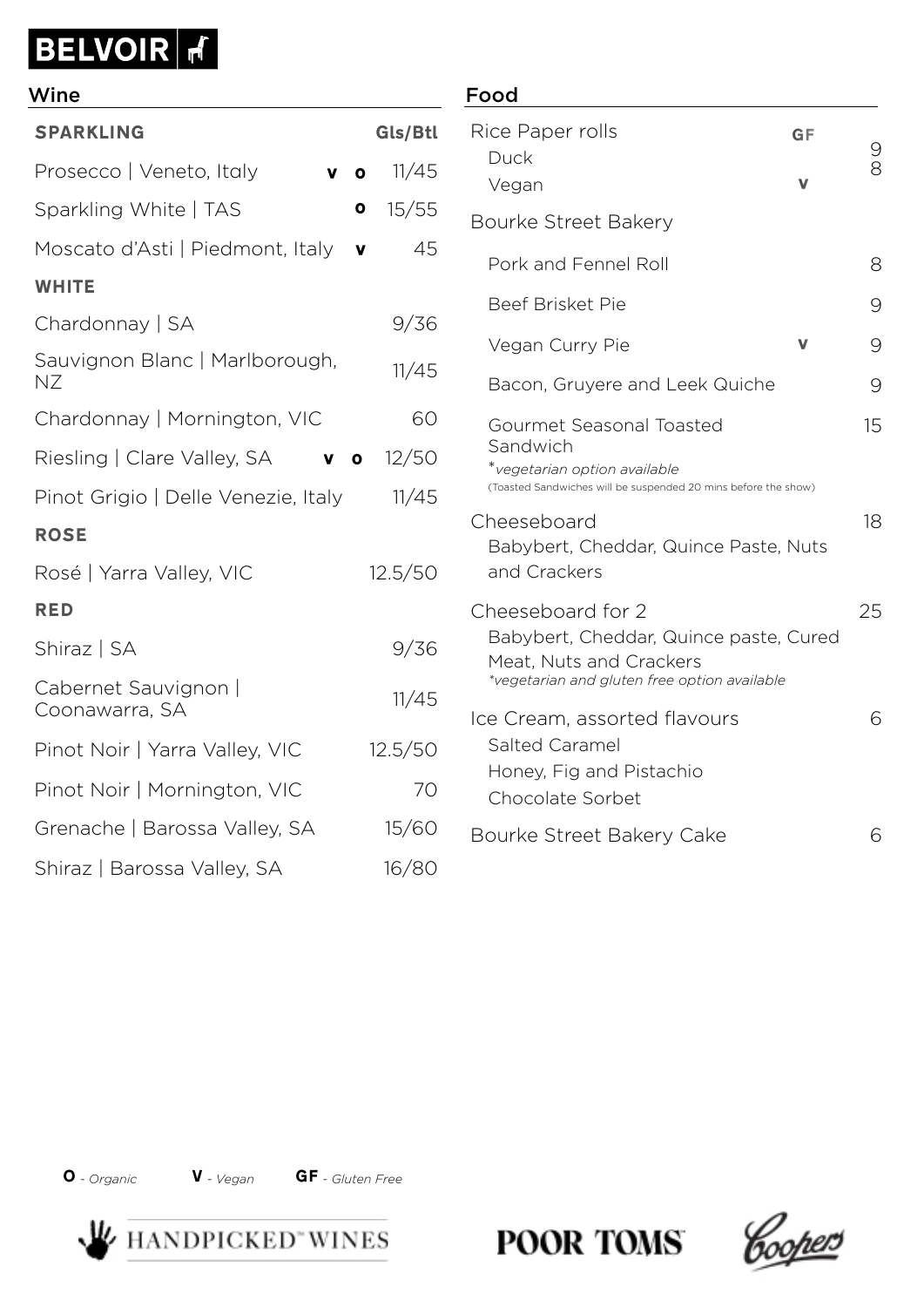# BELVOIR

## Wine

| SPARKLING | | Gls/Btl |
|---|---|---|
| Prosecco \| Veneto, Italy | V O | 11/45 |
| Sparkling White \| TAS | O | 15/55 |
| Moscato d'Asti \| Piedmont, Italy | V | 45 |
| **WHITE** | | |
| Chardonnay \| SA | | 9/36 |
| Sauvignon Blanc \| Marlborough, NZ | | 11/45 |
| Chardonnay \| Mornington, VIC | | 60 |
| Riesling \| Clare Valley, SA | V O | 12/50 |
| Pinot Grigio \| Delle Venezie, Italy | | 11/45 |
| **ROSE** | | |
| Rosé \| Yarra Valley, VIC | | 12.5/50 |
| **RED** | | |
| Shiraz \| SA | | 9/36 |
| Cabernet Sauvignon \| Coonawarra, SA | | 11/45 |
| Pinot Noir \| Yarra Valley, VIC | | 12.5/50 |
| Pinot Noir \| Mornington, VIC | | 70 |
| Grenache \| Barossa Valley, SA | | 15/60 |
| Shiraz \| Barossa Valley, SA | | 16/80 |

## Food

| Item | | Price |
|---|---|---|
| **Rice Paper rolls** | GF | |
| Duck | | 9 |
| Vegan | V | 8 |
| **Bourke Street Bakery** | | |
| Pork and Fennel Roll | | 8 |
| Beef Brisket Pie | | 9 |
| Vegan Curry Pie | V | 9 |
| Bacon, Gruyere and Leek Quiche | | 9 |
| Gourmet Seasonal Toasted Sandwich<br>**vegetarian option available*<br>(Toasted Sandwiches will be suspended 20 mins before the show) | | 15 |
| **Cheeseboard**<br>Babybert, Cheddar, Quince Paste, Nuts and Crackers | | 18 |
| **Cheeseboard for 2**<br>Babybert, Cheddar, Quince paste, Cured Meat, Nuts and Crackers<br>**vegetarian and gluten free option available* | | 25 |
| **Ice Cream, assorted flavours**<br>Salted Caramel<br>Honey, Fig and Pistachio<br>Chocolate Sorbet | | 6 |
| **Bourke Street Bakery Cake** | | 6 |

**O** - *Organic* **V** - *Vegan* **GF** - *Gluten Free*

HANDPICKED WINES POOR TOMS Coopers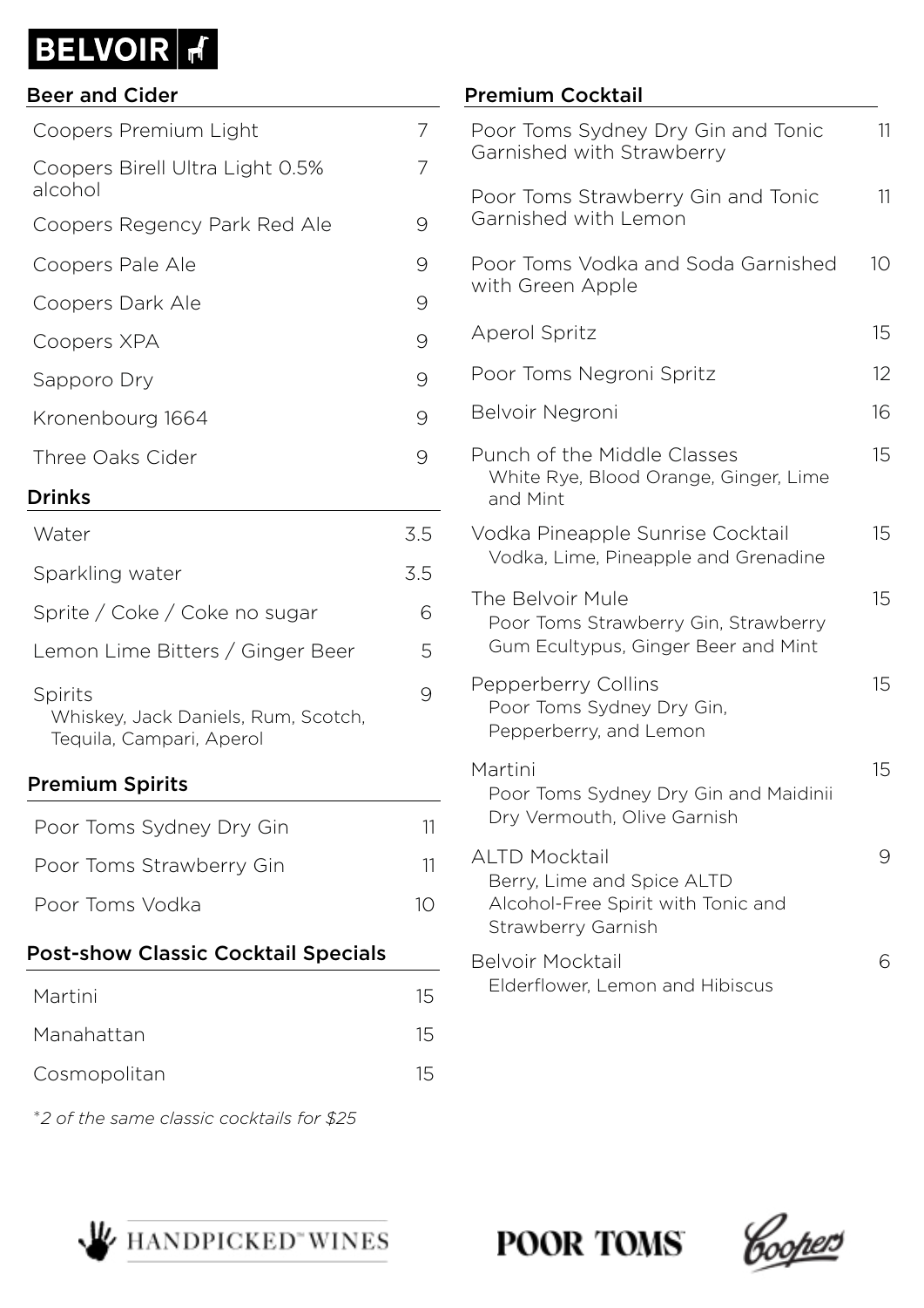# BELVOIR

## Beer and Cider

| | |
|---|---|
| Coopers Premium Light | 7 |
| Coopers Birell Ultra Light 0.5% alcohol | 7 |
| Coopers Regency Park Red Ale | 9 |
| Coopers Pale Ale | 9 |
| Coopers Dark Ale | 9 |
| Coopers XPA | 9 |
| Sapporo Dry | 9 |
| Kronenbourg 1664 | 9 |
| Three Oaks Cider | 9 |

## Drinks

| | |
|---|---|
| Water | 3.5 |
| Sparkling water | 3.5 |
| Sprite / Coke / Coke no sugar | 6 |
| Lemon Lime Bitters / Ginger Beer | 5 |
| Spirits<br>Whiskey, Jack Daniels, Rum, Scotch, Tequila, Campari, Aperol | 9 |

## Premium Spirits

| | |
|---|---|
| Poor Toms Sydney Dry Gin | 11 |
| Poor Toms Strawberry Gin | 11 |
| Poor Toms Vodka | 10 |

## Post-show Classic Cocktail Specials

| | |
|---|---|
| Martini | 15 |
| Manahattan | 15 |
| Cosmopolitan | 15 |

*\*2 of the same classic cocktails for $25*

## Premium Cocktail

| | |
|---|---|
| Poor Toms Sydney Dry Gin and Tonic Garnished with Strawberry | 11 |
| Poor Toms Strawberry Gin and Tonic Garnished with Lemon | 11 |
| Poor Toms Vodka and Soda Garnished with Green Apple | 10 |
| Aperol Spritz | 15 |
| Poor Toms Negroni Spritz | 12 |
| Belvoir Negroni | 16 |
| Punch of the Middle Classes<br>White Rye, Blood Orange, Ginger, Lime and Mint | 15 |
| Vodka Pineapple Sunrise Cocktail<br>Vodka, Lime, Pineapple and Grenadine | 15 |
| The Belvoir Mule<br>Poor Toms Strawberry Gin, Strawberry Gum Ecultypus, Ginger Beer and Mint | 15 |
| Pepperberry Collins<br>Poor Toms Sydney Dry Gin, Pepperberry, and Lemon | 15 |
| Martini<br>Poor Toms Sydney Dry Gin and Maidinii Dry Vermouth, Olive Garnish | 15 |
| ALTD Mocktail<br>Berry, Lime and Spice ALTD Alcohol-Free Spirit with Tonic and Strawberry Garnish | 9 |
| Belvoir Mocktail<br>Elderflower, Lemon and Hibiscus | 6 |

HANDPICKED WINES POOR TOMS Coopers